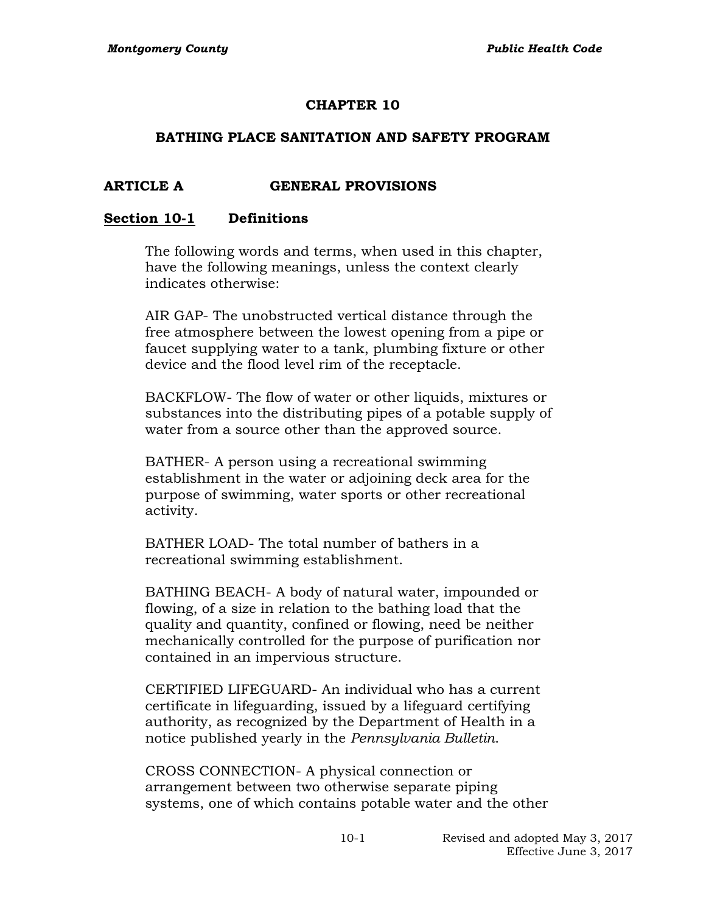# CHAPTER 10

## BATHING PLACE SANITATION AND SAFETY PROGRAM

### ARTICLE A GENERAL PROVISIONS

#### Section 10-1 Definitions

The following words and terms, when used in this chapter, have the following meanings, unless the context clearly indicates otherwise:

AIR GAP- The unobstructed vertical distance through the free atmosphere between the lowest opening from a pipe or faucet supplying water to a tank, plumbing fixture or other device and the flood level rim of the receptacle.

BACKFLOW- The flow of water or other liquids, mixtures or substances into the distributing pipes of a potable supply of water from a source other than the approved source.

BATHER- A person using a recreational swimming establishment in the water or adjoining deck area for the purpose of swimming, water sports or other recreational activity.

BATHER LOAD- The total number of bathers in a recreational swimming establishment.

BATHING BEACH- A body of natural water, impounded or flowing, of a size in relation to the bathing load that the quality and quantity, confined or flowing, need be neither mechanically controlled for the purpose of purification nor contained in an impervious structure.

CERTIFIED LIFEGUARD- An individual who has a current certificate in lifeguarding, issued by a lifeguard certifying authority, as recognized by the Department of Health in a notice published yearly in the *Pennsylvania Bulletin*.

CROSS CONNECTION- A physical connection or arrangement between two otherwise separate piping systems, one of which contains potable water and the other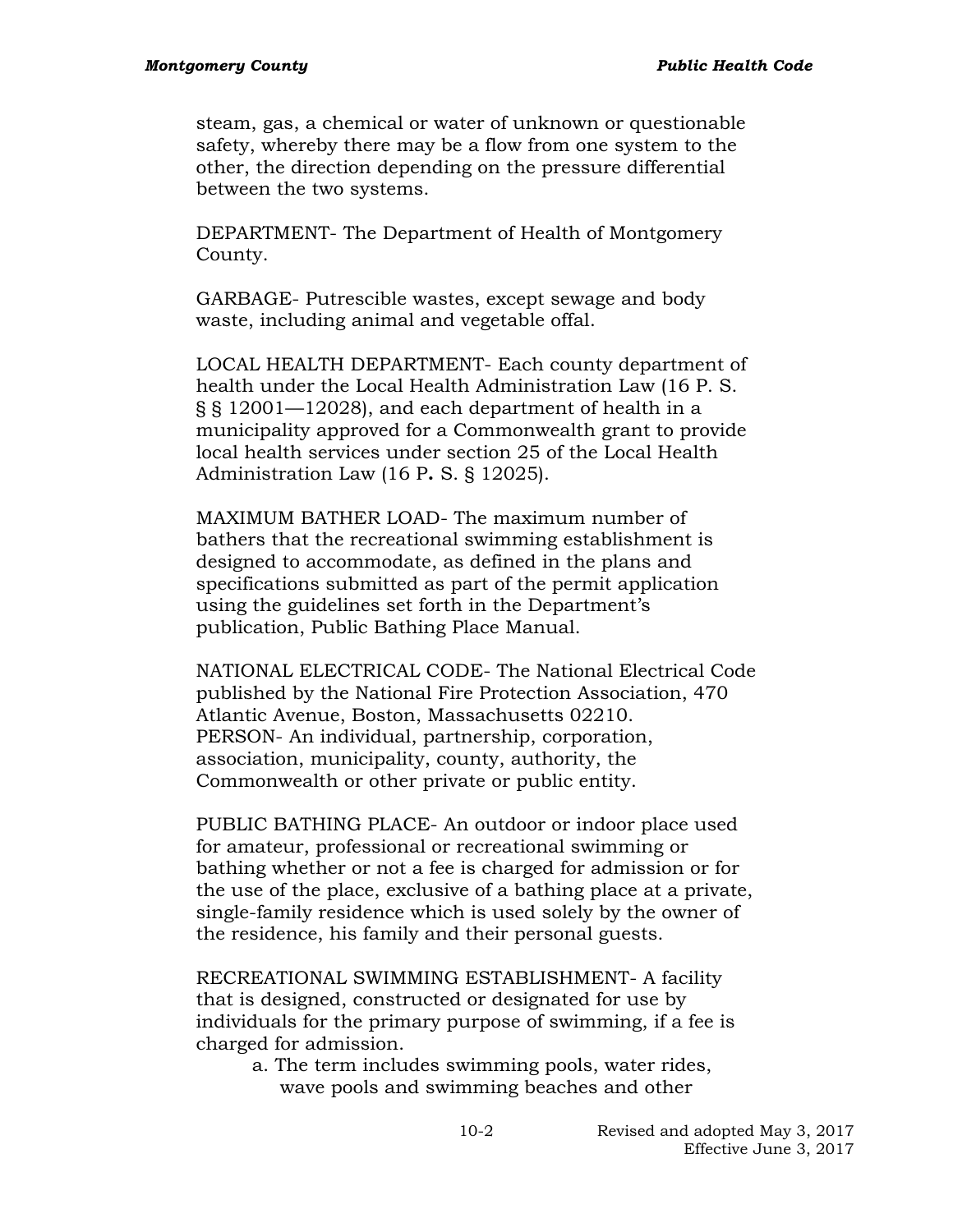steam, gas, a chemical or water of unknown or questionable safety, whereby there may be a flow from one system to the other, the direction depending on the pressure differential between the two systems.

DEPARTMENT- The Department of Health of Montgomery County.

GARBAGE- Putrescible wastes, except sewage and body waste, including animal and vegetable offal.

LOCAL HEALTH DEPARTMENT- Each county department of health under the Local Health Administration Law (16 P. S. § § 12001—12028), and each department of health in a municipality approved for a Commonwealth grant to provide local health services under section 25 of the Local Health Administration Law (16 P**.** S. § 12025).

MAXIMUM BATHER LOAD- The maximum number of bathers that the recreational swimming establishment is designed to accommodate, as defined in the plans and specifications submitted as part of the permit application using the guidelines set forth in the Department's publication, Public Bathing Place Manual.

NATIONAL ELECTRICAL CODE- The National Electrical Code published by the National Fire Protection Association, 470 Atlantic Avenue, Boston, Massachusetts 02210.
PERSON- An individual, partnership, corporation, association, municipality, county, authority, the Commonwealth or other private or public entity.

PUBLIC BATHING PLACE- An outdoor or indoor place used for amateur, professional or recreational swimming or bathing whether or not a fee is charged for admission or for the use of the place, exclusive of a bathing place at a private, single-family residence which is used solely by the owner of the residence, his family and their personal guests.

RECREATIONAL SWIMMING ESTABLISHMENT- A facility that is designed, constructed or designated for use by individuals for the primary purpose of swimming, if a fee is charged for admission.

a. The term includes swimming pools, water rides, wave pools and swimming beaches and other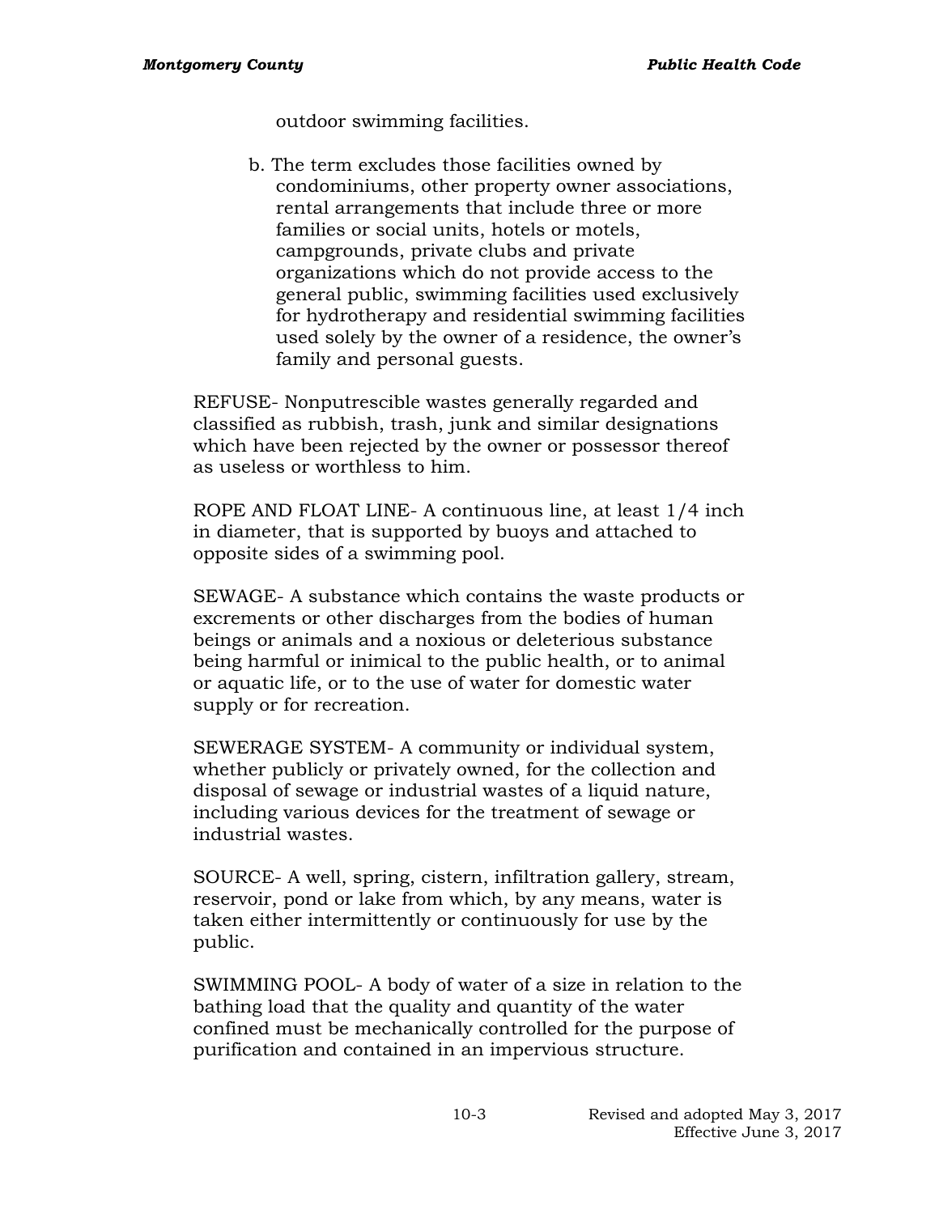outdoor swimming facilities.

b. The term excludes those facilities owned by condominiums, other property owner associations, rental arrangements that include three or more families or social units, hotels or motels, campgrounds, private clubs and private organizations which do not provide access to the general public, swimming facilities used exclusively for hydrotherapy and residential swimming facilities used solely by the owner of a residence, the owner's family and personal guests.

REFUSE- Nonputrescible wastes generally regarded and classified as rubbish, trash, junk and similar designations which have been rejected by the owner or possessor thereof as useless or worthless to him.

ROPE AND FLOAT LINE- A continuous line, at least 1/4 inch in diameter, that is supported by buoys and attached to opposite sides of a swimming pool.

SEWAGE- A substance which contains the waste products or excrements or other discharges from the bodies of human beings or animals and a noxious or deleterious substance being harmful or inimical to the public health, or to animal or aquatic life, or to the use of water for domestic water supply or for recreation.

SEWERAGE SYSTEM- A community or individual system, whether publicly or privately owned, for the collection and disposal of sewage or industrial wastes of a liquid nature, including various devices for the treatment of sewage or industrial wastes.

SOURCE- A well, spring, cistern, infiltration gallery, stream, reservoir, pond or lake from which, by any means, water is taken either intermittently or continuously for use by the public.

SWIMMING POOL- A body of water of a size in relation to the bathing load that the quality and quantity of the water confined must be mechanically controlled for the purpose of purification and contained in an impervious structure.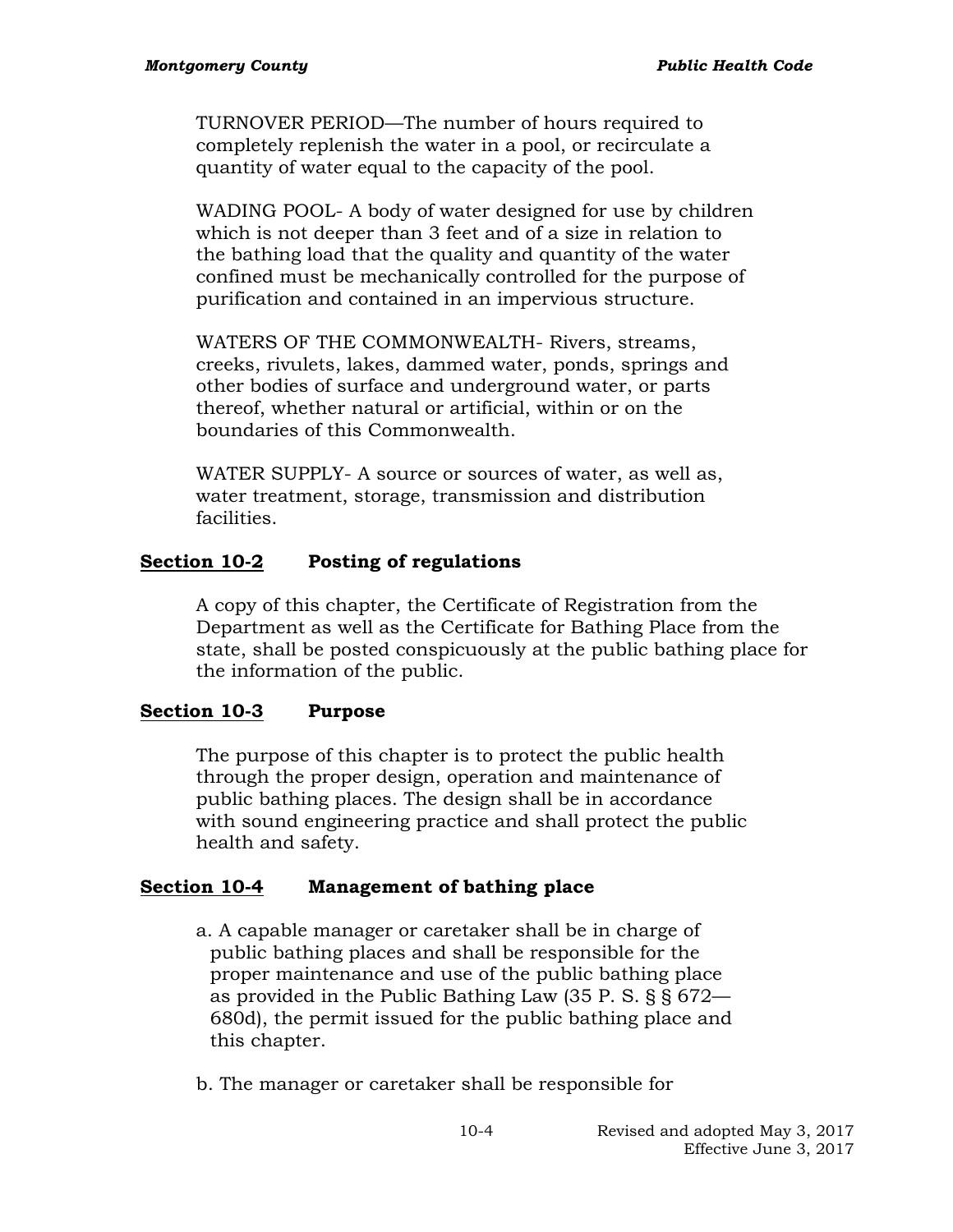TURNOVER PERIOD—The number of hours required to completely replenish the water in a pool, or recirculate a quantity of water equal to the capacity of the pool.

WADING POOL- A body of water designed for use by children which is not deeper than 3 feet and of a size in relation to the bathing load that the quality and quantity of the water confined must be mechanically controlled for the purpose of purification and contained in an impervious structure.

WATERS OF THE COMMONWEALTH- Rivers, streams, creeks, rivulets, lakes, dammed water, ponds, springs and other bodies of surface and underground water, or parts thereof, whether natural or artificial, within or on the boundaries of this Commonwealth.

WATER SUPPLY- A source or sources of water, as well as, water treatment, storage, transmission and distribution facilities.

## Section 10-2 Posting of regulations

A copy of this chapter, the Certificate of Registration from the Department as well as the Certificate for Bathing Place from the state, shall be posted conspicuously at the public bathing place for the information of the public.

## Section 10-3 Purpose

The purpose of this chapter is to protect the public health through the proper design, operation and maintenance of public bathing places. The design shall be in accordance with sound engineering practice and shall protect the public health and safety.

## Section 10-4 Management of bathing place

a. A capable manager or caretaker shall be in charge of public bathing places and shall be responsible for the proper maintenance and use of the public bathing place as provided in the Public Bathing Law (35 P. S. § § 672—680d), the permit issued for the public bathing place and this chapter.

b. The manager or caretaker shall be responsible for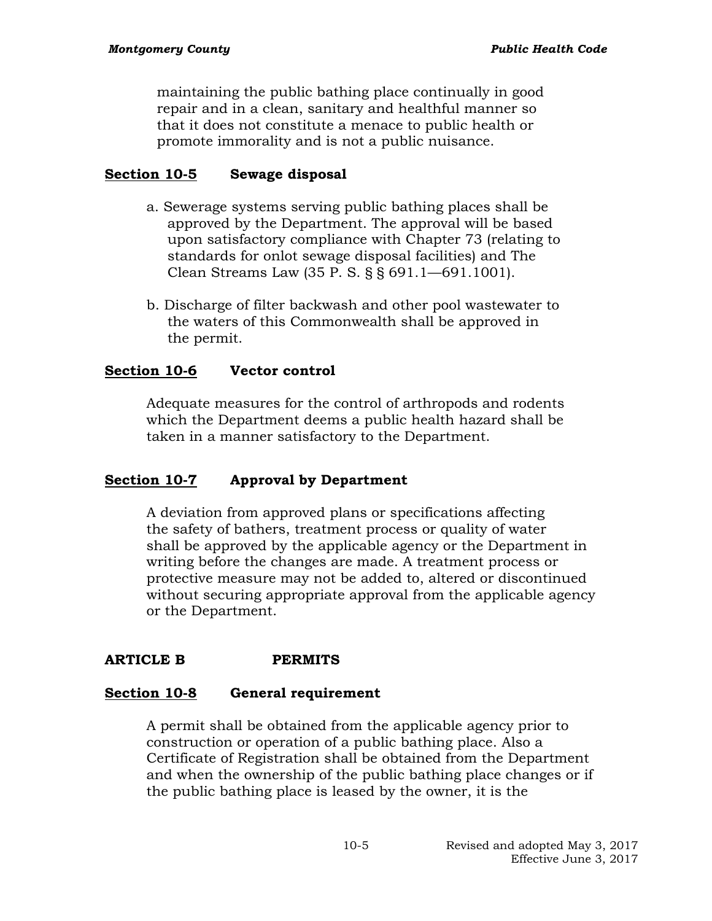maintaining the public bathing place continually in good repair and in a clean, sanitary and healthful manner so that it does not constitute a menace to public health or promote immorality and is not a public nuisance.

### <u>Section 10-5</u> Sewage disposal

a. Sewerage systems serving public bathing places shall be approved by the Department. The approval will be based upon satisfactory compliance with Chapter 73 (relating to standards for onlot sewage disposal facilities) and The Clean Streams Law (35 P. S. § § 691.1—691.1001).

b. Discharge of filter backwash and other pool wastewater to the waters of this Commonwealth shall be approved in the permit.

### <u>Section 10-6</u> Vector control

Adequate measures for the control of arthropods and rodents which the Department deems a public health hazard shall be taken in a manner satisfactory to the Department.

### <u>Section 10-7</u> Approval by Department

A deviation from approved plans or specifications affecting the safety of bathers, treatment process or quality of water shall be approved by the applicable agency or the Department in writing before the changes are made. A treatment process or protective measure may not be added to, altered or discontinued without securing appropriate approval from the applicable agency or the Department.

## ARTICLE B PERMITS

### <u>Section 10-8</u> General requirement

A permit shall be obtained from the applicable agency prior to construction or operation of a public bathing place. Also a Certificate of Registration shall be obtained from the Department and when the ownership of the public bathing place changes or if the public bathing place is leased by the owner, it is the

Revised and adopted May 3, 2017
Effective June 3, 2017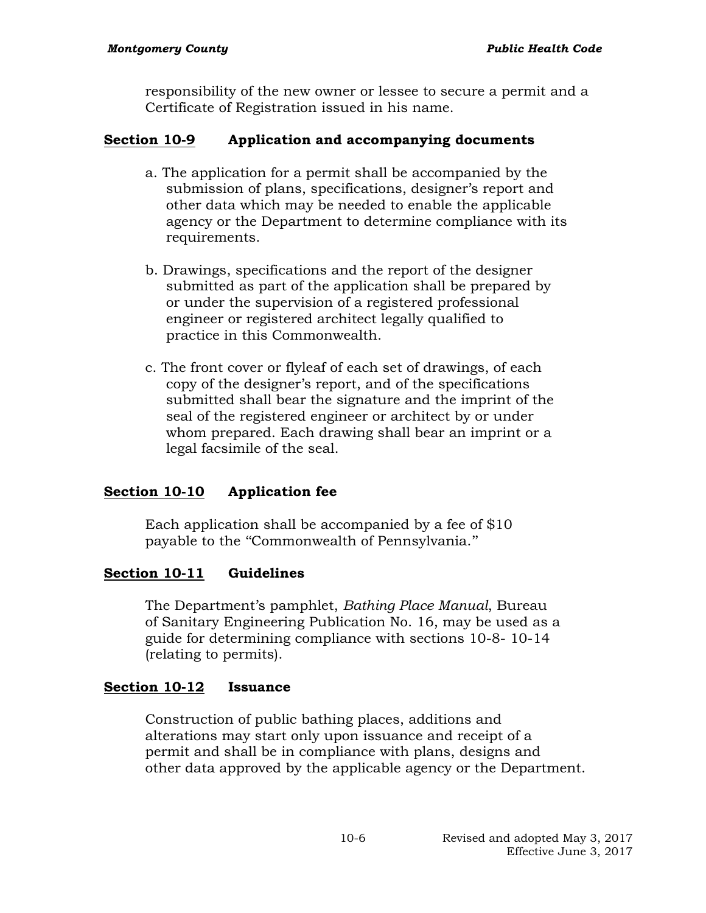responsibility of the new owner or lessee to secure a permit and a Certificate of Registration issued in his name.

### Section 10-9 Application and accompanying documents

a. The application for a permit shall be accompanied by the submission of plans, specifications, designer's report and other data which may be needed to enable the applicable agency or the Department to determine compliance with its requirements.

b. Drawings, specifications and the report of the designer submitted as part of the application shall be prepared by or under the supervision of a registered professional engineer or registered architect legally qualified to practice in this Commonwealth.

c. The front cover or flyleaf of each set of drawings, of each copy of the designer's report, and of the specifications submitted shall bear the signature and the imprint of the seal of the registered engineer or architect by or under whom prepared. Each drawing shall bear an imprint or a legal facsimile of the seal.

### Section 10-10 Application fee

Each application shall be accompanied by a fee of $10 payable to the "Commonwealth of Pennsylvania."

### Section 10-11 Guidelines

The Department's pamphlet, *Bathing Place Manual*, Bureau of Sanitary Engineering Publication No. 16, may be used as a guide for determining compliance with sections 10-8- 10-14 (relating to permits).

### Section 10-12 Issuance

Construction of public bathing places, additions and alterations may start only upon issuance and receipt of a permit and shall be in compliance with plans, designs and other data approved by the applicable agency or the Department.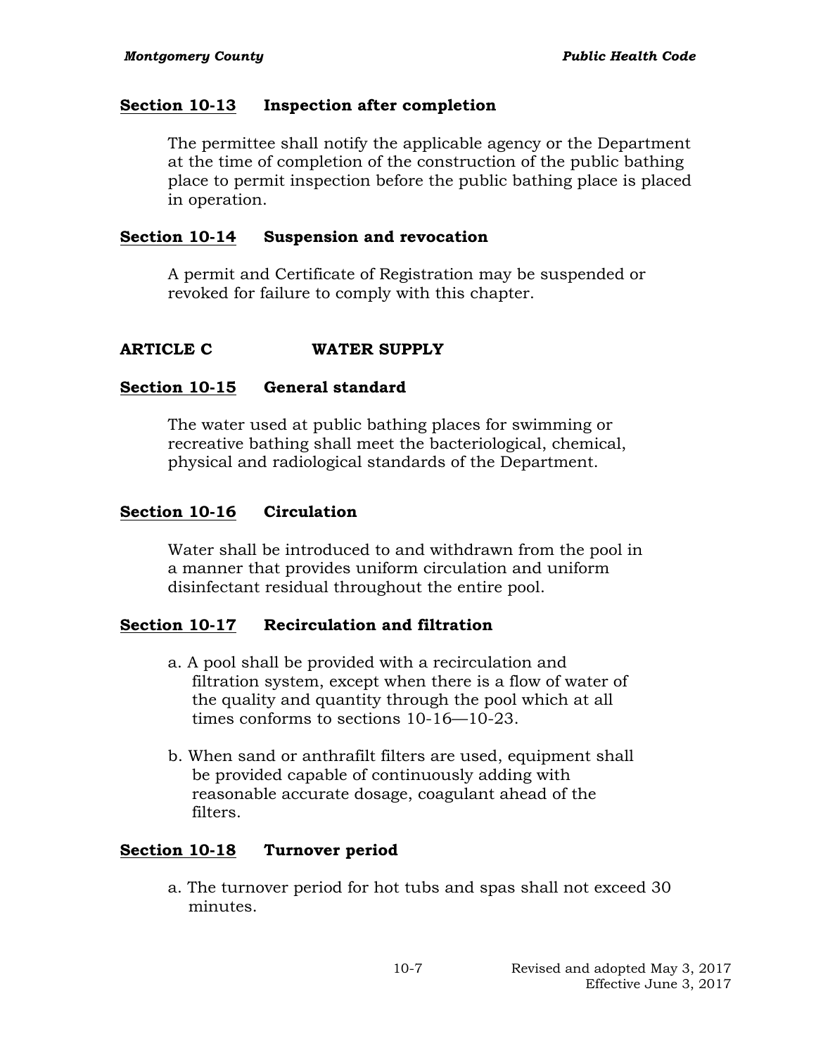**Section 10-13 Inspection after completion**

The permittee shall notify the applicable agency or the Department at the time of completion of the construction of the public bathing place to permit inspection before the public bathing place is placed in operation.

**Section 10-14 Suspension and revocation**

A permit and Certificate of Registration may be suspended or revoked for failure to comply with this chapter.

## ARTICLE C WATER SUPPLY

**Section 10-15 General standard**

The water used at public bathing places for swimming or recreative bathing shall meet the bacteriological, chemical, physical and radiological standards of the Department.

**Section 10-16 Circulation**

Water shall be introduced to and withdrawn from the pool in a manner that provides uniform circulation and uniform disinfectant residual throughout the entire pool.

**Section 10-17 Recirculation and filtration**

a. A pool shall be provided with a recirculation and filtration system, except when there is a flow of water of the quality and quantity through the pool which at all times conforms to sections 10-16—10-23.

b. When sand or anthrafilt filters are used, equipment shall be provided capable of continuously adding with reasonable accurate dosage, coagulant ahead of the filters.

**Section 10-18 Turnover period**

a. The turnover period for hot tubs and spas shall not exceed 30 minutes.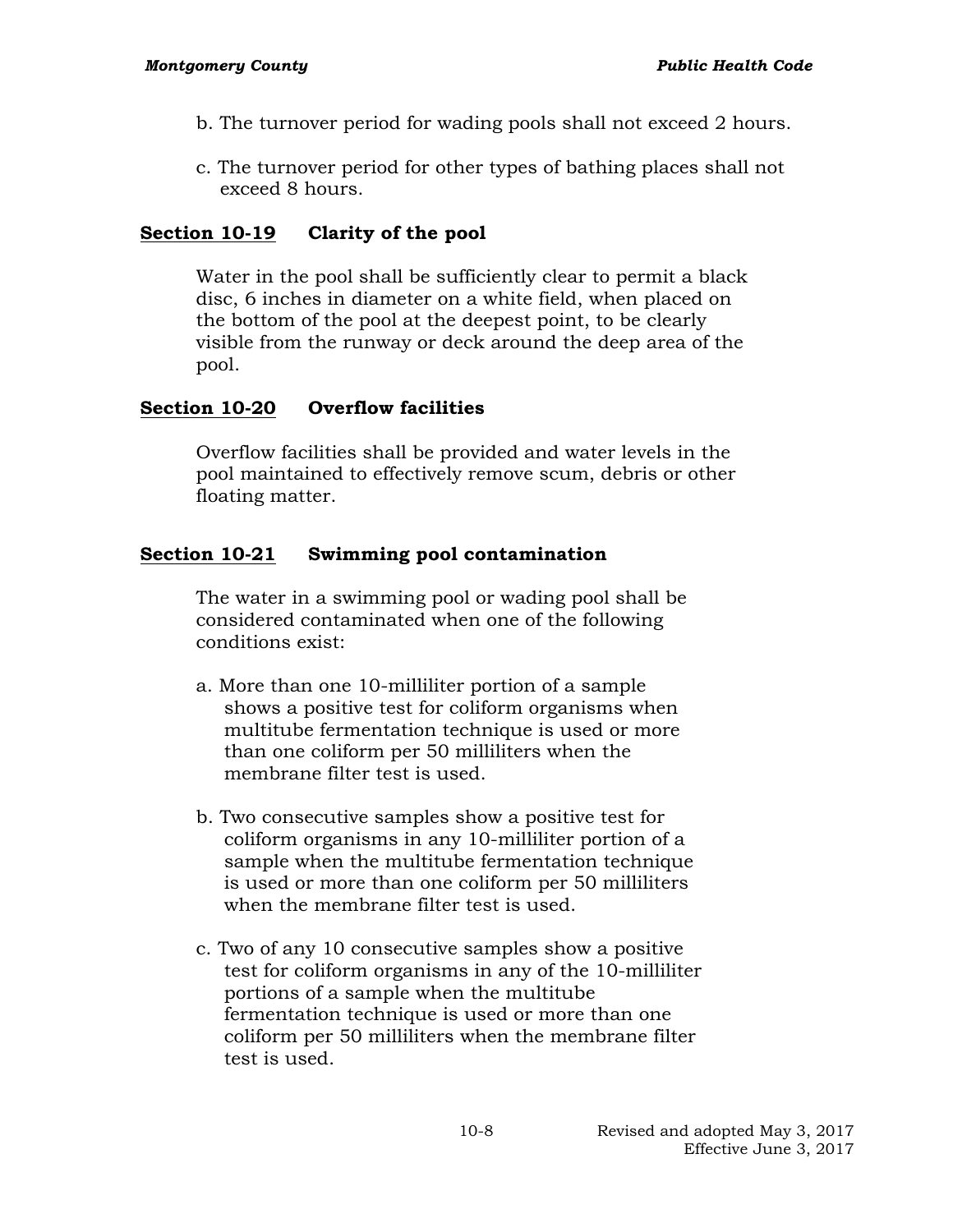b. The turnover period for wading pools shall not exceed 2 hours.

c. The turnover period for other types of bathing places shall not exceed 8 hours.

## Section 10-19 Clarity of the pool

Water in the pool shall be sufficiently clear to permit a black disc, 6 inches in diameter on a white field, when placed on the bottom of the pool at the deepest point, to be clearly visible from the runway or deck around the deep area of the pool.

## Section 10-20 Overflow facilities

Overflow facilities shall be provided and water levels in the pool maintained to effectively remove scum, debris or other floating matter.

## Section 10-21 Swimming pool contamination

The water in a swimming pool or wading pool shall be considered contaminated when one of the following conditions exist:

a. More than one 10-milliliter portion of a sample shows a positive test for coliform organisms when multitube fermentation technique is used or more than one coliform per 50 milliliters when the membrane filter test is used.

b. Two consecutive samples show a positive test for coliform organisms in any 10-milliliter portion of a sample when the multitube fermentation technique is used or more than one coliform per 50 milliliters when the membrane filter test is used.

c. Two of any 10 consecutive samples show a positive test for coliform organisms in any of the 10-milliliter portions of a sample when the multitube fermentation technique is used or more than one coliform per 50 milliliters when the membrane filter test is used.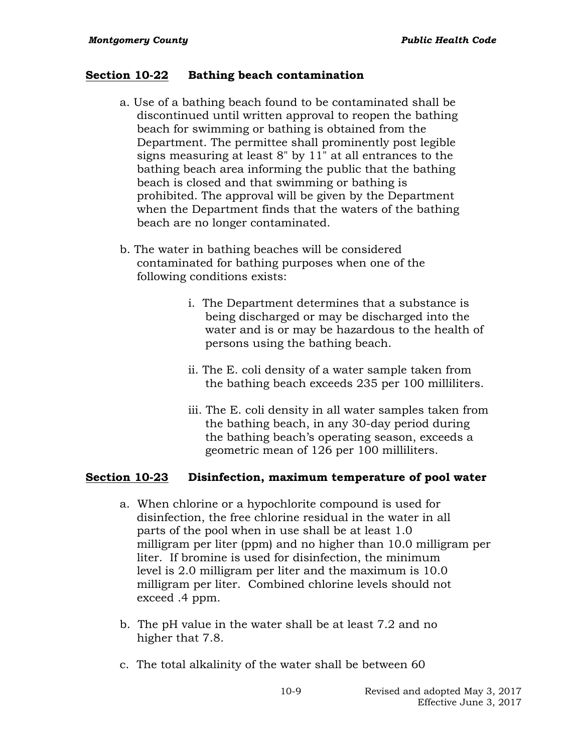## Section 10-22 Bathing beach contamination

a. Use of a bathing beach found to be contaminated shall be discontinued until written approval to reopen the bathing beach for swimming or bathing is obtained from the Department. The permittee shall prominently post legible signs measuring at least 8" by 11" at all entrances to the bathing beach area informing the public that the bathing beach is closed and that swimming or bathing is prohibited. The approval will be given by the Department when the Department finds that the waters of the bathing beach are no longer contaminated.

b. The water in bathing beaches will be considered contaminated for bathing purposes when one of the following conditions exists:

   i. The Department determines that a substance is being discharged or may be discharged into the water and is or may be hazardous to the health of persons using the bathing beach.

   ii. The E. coli density of a water sample taken from the bathing beach exceeds 235 per 100 milliliters.

   iii. The E. coli density in all water samples taken from the bathing beach, in any 30-day period during the bathing beach's operating season, exceeds a geometric mean of 126 per 100 milliliters.

## Section 10-23 Disinfection, maximum temperature of pool water

a. When chlorine or a hypochlorite compound is used for disinfection, the free chlorine residual in the water in all parts of the pool when in use shall be at least 1.0 milligram per liter (ppm) and no higher than 10.0 milligram per liter. If bromine is used for disinfection, the minimum level is 2.0 milligram per liter and the maximum is 10.0 milligram per liter. Combined chlorine levels should not exceed .4 ppm.

b. The pH value in the water shall be at least 7.2 and no higher that 7.8.

c. The total alkalinity of the water shall be between 60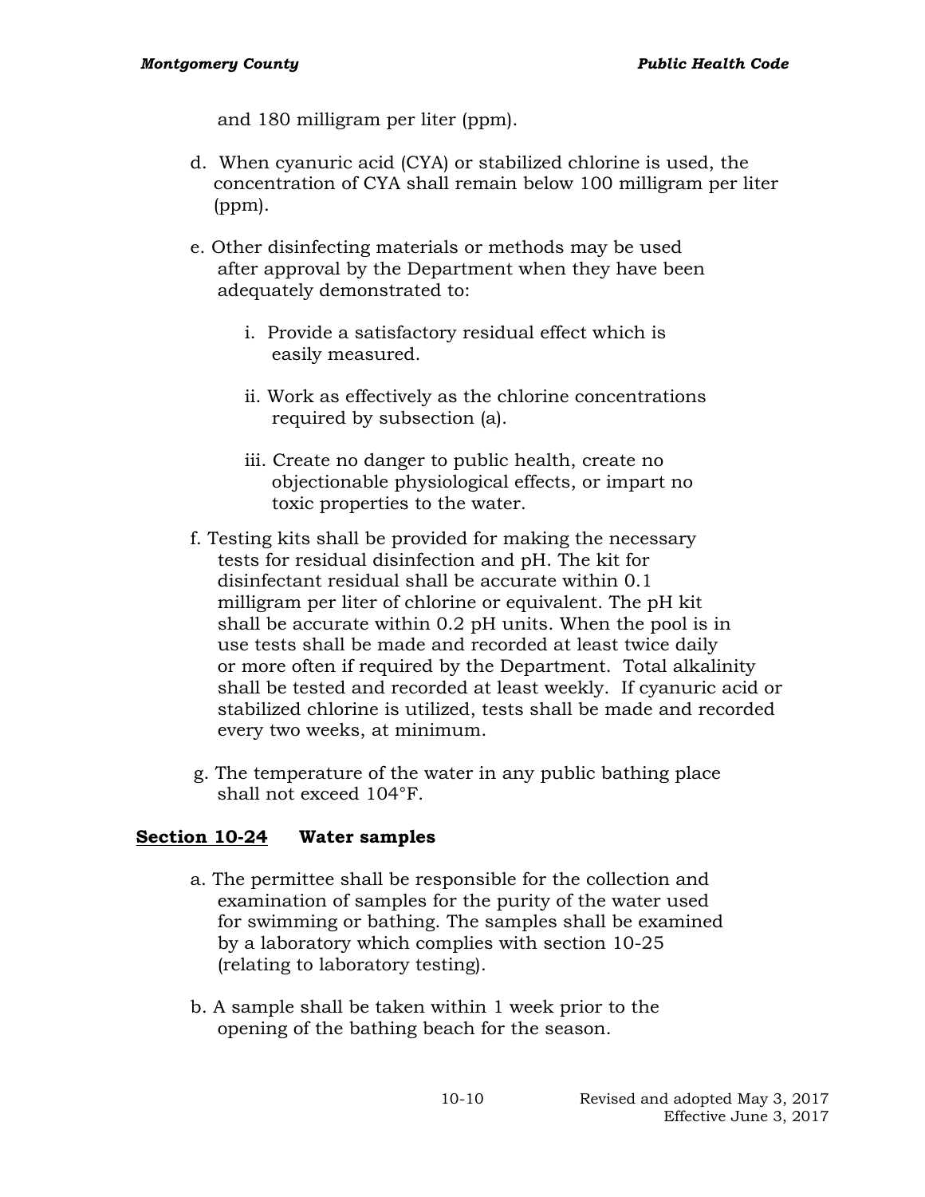and 180 milligram per liter (ppm).

d. When cyanuric acid (CYA) or stabilized chlorine is used, the concentration of CYA shall remain below 100 milligram per liter (ppm).

e. Other disinfecting materials or methods may be used after approval by the Department when they have been adequately demonstrated to:

  i. Provide a satisfactory residual effect which is easily measured.

  ii. Work as effectively as the chlorine concentrations required by subsection (a).

  iii. Create no danger to public health, create no objectionable physiological effects, or impart no toxic properties to the water.

f. Testing kits shall be provided for making the necessary tests for residual disinfection and pH. The kit for disinfectant residual shall be accurate within 0.1 milligram per liter of chlorine or equivalent. The pH kit shall be accurate within 0.2 pH units. When the pool is in use tests shall be made and recorded at least twice daily or more often if required by the Department. Total alkalinity shall be tested and recorded at least weekly. If cyanuric acid or stabilized chlorine is utilized, tests shall be made and recorded every two weeks, at minimum.

g. The temperature of the water in any public bathing place shall not exceed 104°F.

## Section 10-24 Water samples

a. The permittee shall be responsible for the collection and examination of samples for the purity of the water used for swimming or bathing. The samples shall be examined by a laboratory which complies with section 10-25 (relating to laboratory testing).

b. A sample shall be taken within 1 week prior to the opening of the bathing beach for the season.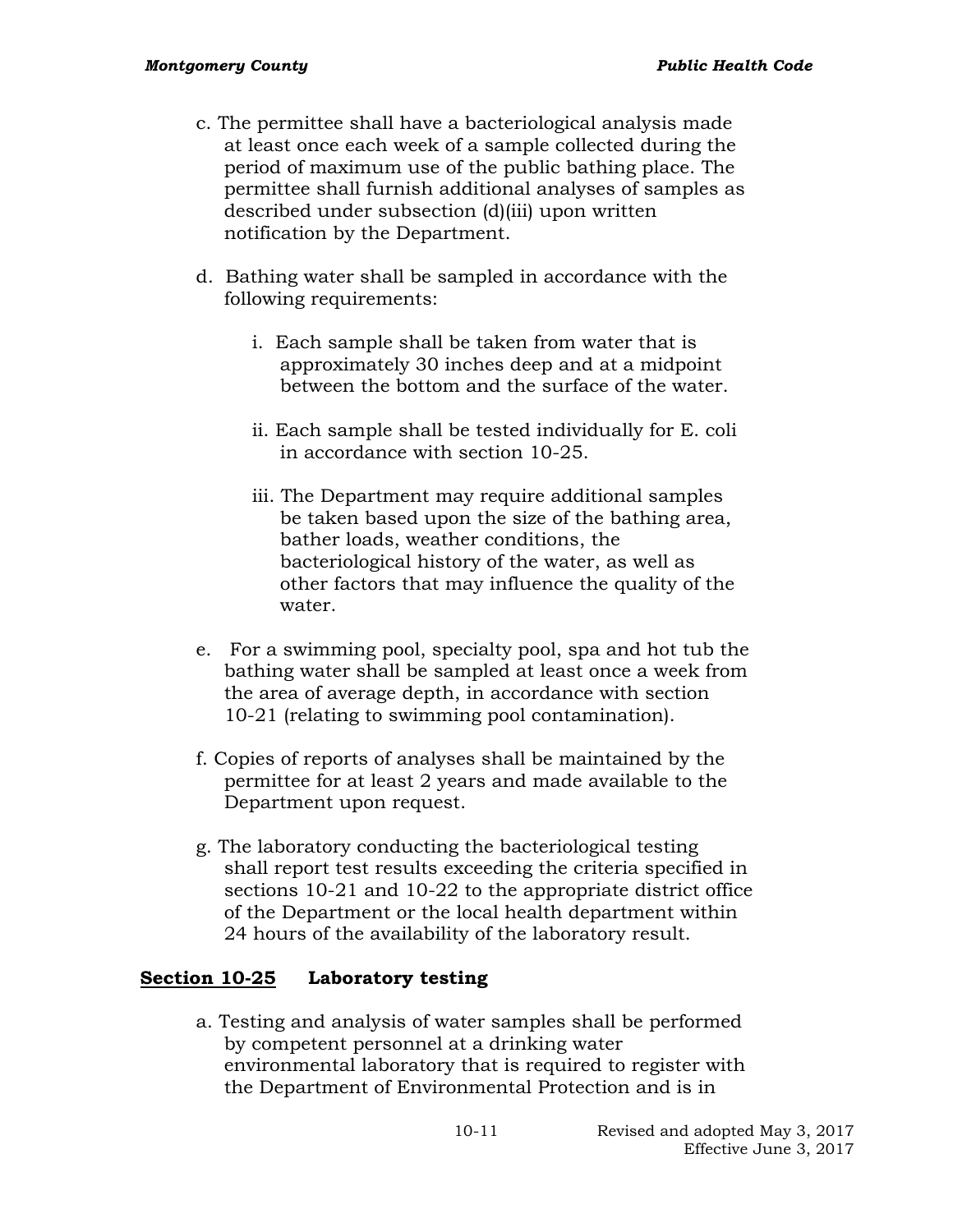c. The permittee shall have a bacteriological analysis made at least once each week of a sample collected during the period of maximum use of the public bathing place. The permittee shall furnish additional analyses of samples as described under subsection (d)(iii) upon written notification by the Department.

d. Bathing water shall be sampled in accordance with the following requirements:

   i. Each sample shall be taken from water that is approximately 30 inches deep and at a midpoint between the bottom and the surface of the water.

   ii. Each sample shall be tested individually for E. coli in accordance with section 10-25.

   iii. The Department may require additional samples be taken based upon the size of the bathing area, bather loads, weather conditions, the bacteriological history of the water, as well as other factors that may influence the quality of the water.

e. For a swimming pool, specialty pool, spa and hot tub the bathing water shall be sampled at least once a week from the area of average depth, in accordance with section 10-21 (relating to swimming pool contamination).

f. Copies of reports of analyses shall be maintained by the permittee for at least 2 years and made available to the Department upon request.

g. The laboratory conducting the bacteriological testing shall report test results exceeding the criteria specified in sections 10-21 and 10-22 to the appropriate district office of the Department or the local health department within 24 hours of the availability of the laboratory result.

## Section 10-25 Laboratory testing

a. Testing and analysis of water samples shall be performed by competent personnel at a drinking water environmental laboratory that is required to register with the Department of Environmental Protection and is in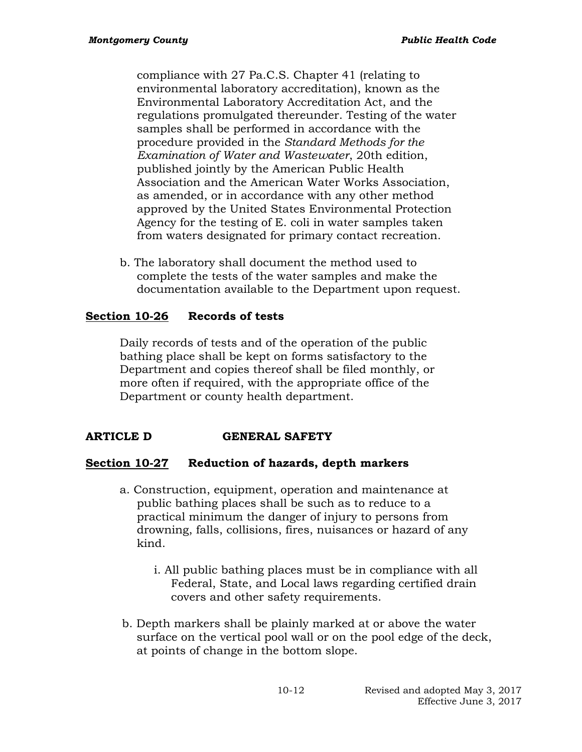compliance with 27 Pa.C.S. Chapter 41 (relating to environmental laboratory accreditation), known as the Environmental Laboratory Accreditation Act, and the regulations promulgated thereunder. Testing of the water samples shall be performed in accordance with the procedure provided in the *Standard Methods for the Examination of Water and Wastewater*, 20th edition, published jointly by the American Public Health Association and the American Water Works Association, as amended, or in accordance with any other method approved by the United States Environmental Protection Agency for the testing of E. coli in water samples taken from waters designated for primary contact recreation.

b. The laboratory shall document the method used to complete the tests of the water samples and make the documentation available to the Department upon request.

### Section 10-26 Records of tests

Daily records of tests and of the operation of the public bathing place shall be kept on forms satisfactory to the Department and copies thereof shall be filed monthly, or more often if required, with the appropriate office of the Department or county health department.

## ARTICLE D GENERAL SAFETY

### Section 10-27 Reduction of hazards, depth markers

a. Construction, equipment, operation and maintenance at public bathing places shall be such as to reduce to a practical minimum the danger of injury to persons from drowning, falls, collisions, fires, nuisances or hazard of any kind.

   i. All public bathing places must be in compliance with all Federal, State, and Local laws regarding certified drain covers and other safety requirements.

b. Depth markers shall be plainly marked at or above the water surface on the vertical pool wall or on the pool edge of the deck, at points of change in the bottom slope.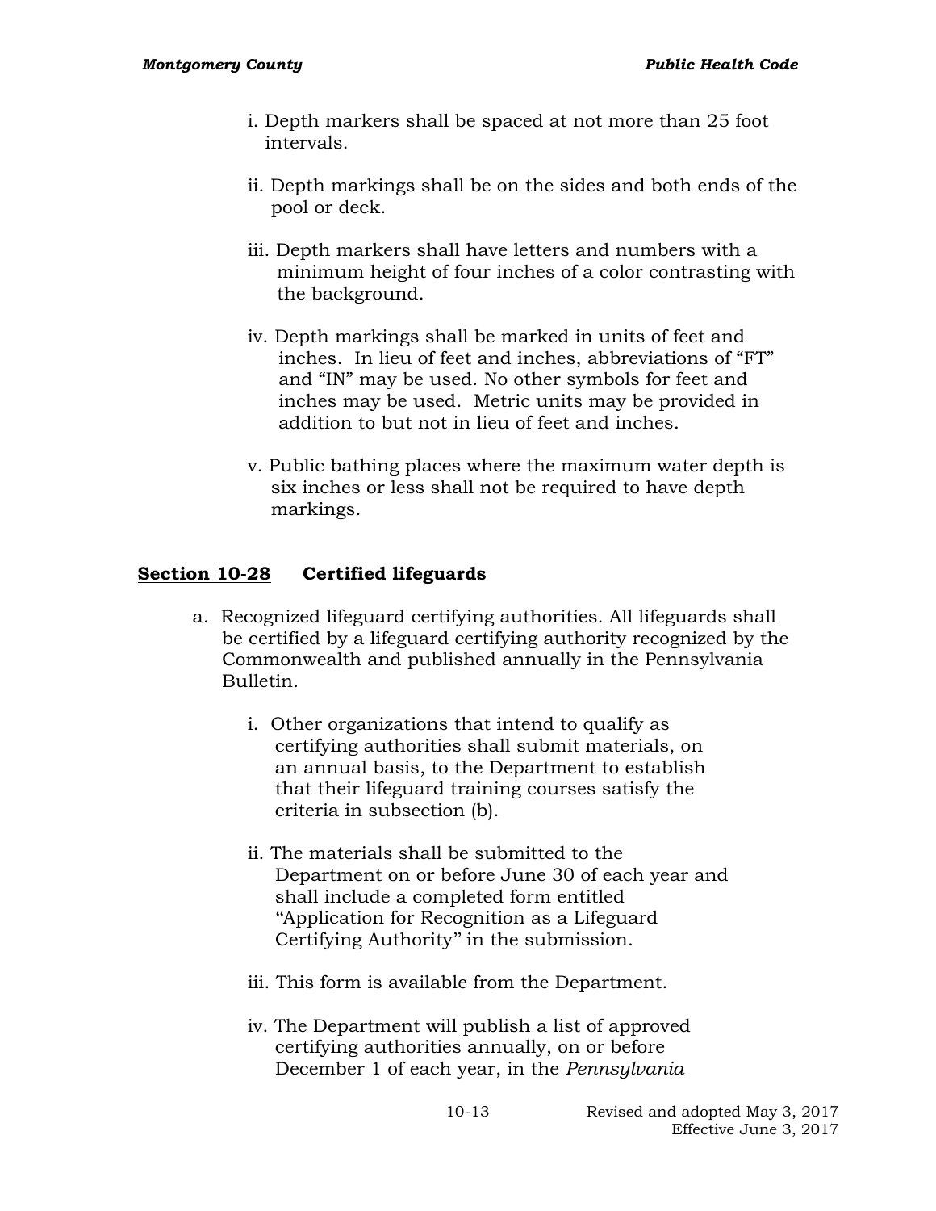i. Depth markers shall be spaced at not more than 25 foot intervals.

ii. Depth markings shall be on the sides and both ends of the pool or deck.

iii. Depth markers shall have letters and numbers with a minimum height of four inches of a color contrasting with the background.

iv. Depth markings shall be marked in units of feet and inches. In lieu of feet and inches, abbreviations of "FT" and "IN" may be used. No other symbols for feet and inches may be used. Metric units may be provided in addition to but not in lieu of feet and inches.

v. Public bathing places where the maximum water depth is six inches or less shall not be required to have depth markings.

## <u>Section 10-28</u> Certified lifeguards

a. Recognized lifeguard certifying authorities. All lifeguards shall be certified by a lifeguard certifying authority recognized by the Commonwealth and published annually in the Pennsylvania Bulletin.

   i. Other organizations that intend to qualify as certifying authorities shall submit materials, on an annual basis, to the Department to establish that their lifeguard training courses satisfy the criteria in subsection (b).

   ii. The materials shall be submitted to the Department on or before June 30 of each year and shall include a completed form entitled "Application for Recognition as a Lifeguard Certifying Authority" in the submission.

   iii. This form is available from the Department.

   iv. The Department will publish a list of approved certifying authorities annually, on or before December 1 of each year, in the *Pennsylvania*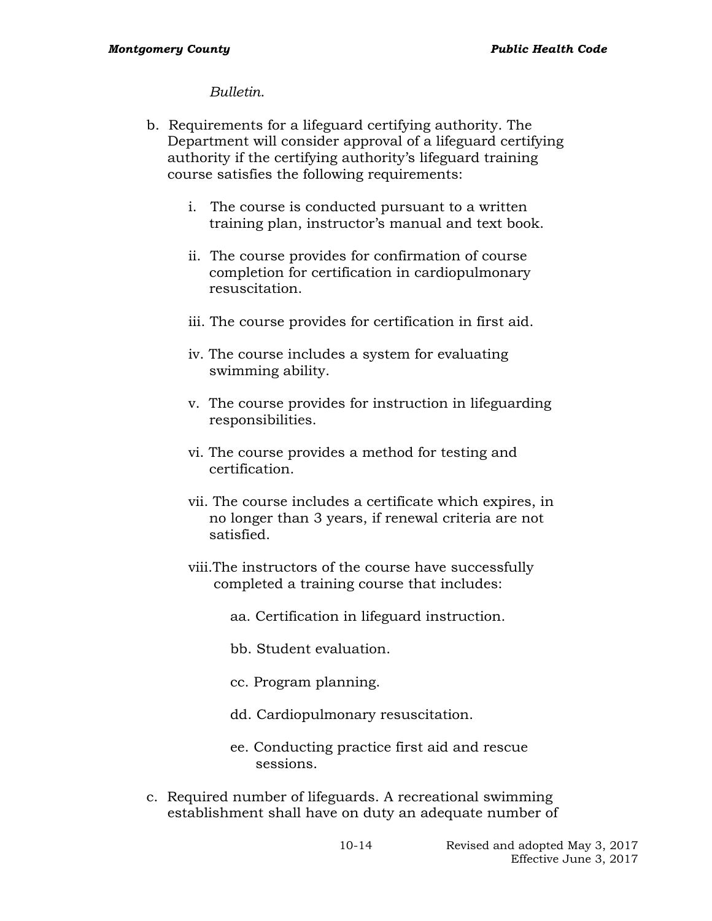*Bulletin.*

b. Requirements for a lifeguard certifying authority. The Department will consider approval of a lifeguard certifying authority if the certifying authority's lifeguard training course satisfies the following requirements:

   i. The course is conducted pursuant to a written training plan, instructor's manual and text book.

   ii. The course provides for confirmation of course completion for certification in cardiopulmonary resuscitation.

   iii. The course provides for certification in first aid.

   iv. The course includes a system for evaluating swimming ability.

   v. The course provides for instruction in lifeguarding responsibilities.

   vi. The course provides a method for testing and certification.

   vii. The course includes a certificate which expires, in no longer than 3 years, if renewal criteria are not satisfied.

   viii. The instructors of the course have successfully completed a training course that includes:

      aa. Certification in lifeguard instruction.

      bb. Student evaluation.

      cc. Program planning.

      dd. Cardiopulmonary resuscitation.

      ee. Conducting practice first aid and rescue sessions.

c. Required number of lifeguards. A recreational swimming establishment shall have on duty an adequate number of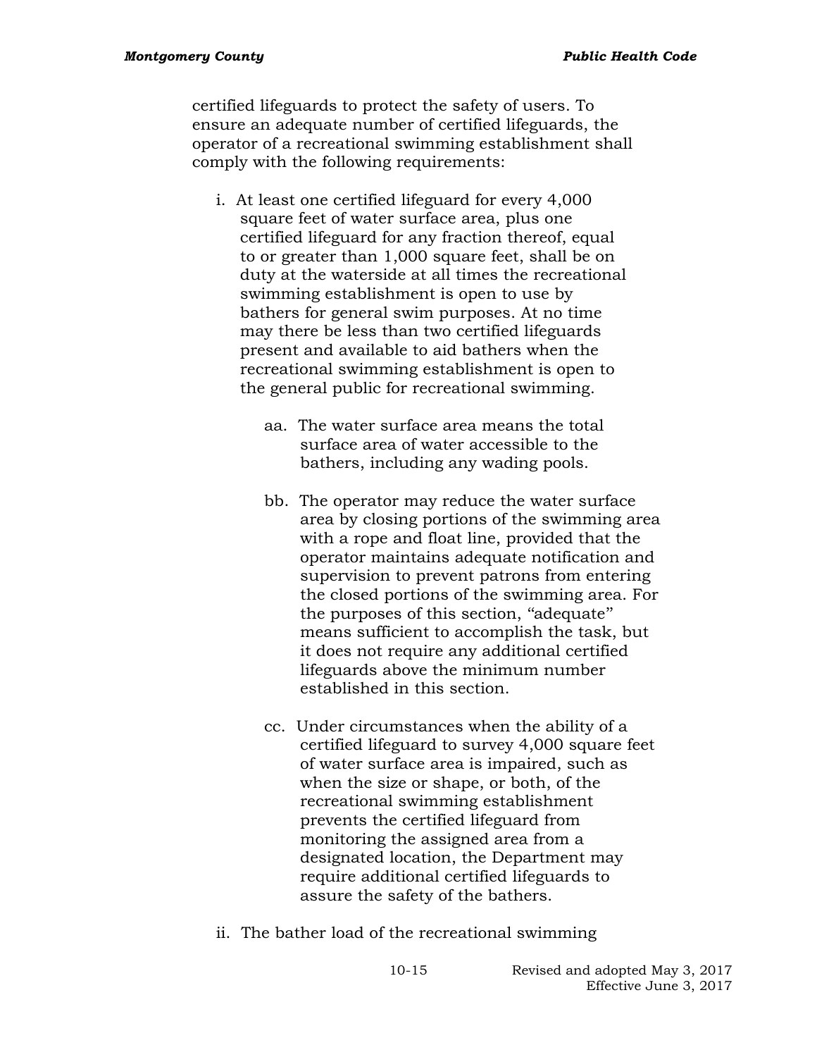certified lifeguards to protect the safety of users. To ensure an adequate number of certified lifeguards, the operator of a recreational swimming establishment shall comply with the following requirements:

i. At least one certified lifeguard for every 4,000 square feet of water surface area, plus one certified lifeguard for any fraction thereof, equal to or greater than 1,000 square feet, shall be on duty at the waterside at all times the recreational swimming establishment is open to use by bathers for general swim purposes. At no time may there be less than two certified lifeguards present and available to aid bathers when the recreational swimming establishment is open to the general public for recreational swimming.

  aa. The water surface area means the total surface area of water accessible to the bathers, including any wading pools.

  bb. The operator may reduce the water surface area by closing portions of the swimming area with a rope and float line, provided that the operator maintains adequate notification and supervision to prevent patrons from entering the closed portions of the swimming area. For the purposes of this section, “adequate” means sufficient to accomplish the task, but it does not require any additional certified lifeguards above the minimum number established in this section.

  cc. Under circumstances when the ability of a certified lifeguard to survey 4,000 square feet of water surface area is impaired, such as when the size or shape, or both, of the recreational swimming establishment prevents the certified lifeguard from monitoring the assigned area from a designated location, the Department may require additional certified lifeguards to assure the safety of the bathers.

ii. The bather load of the recreational swimming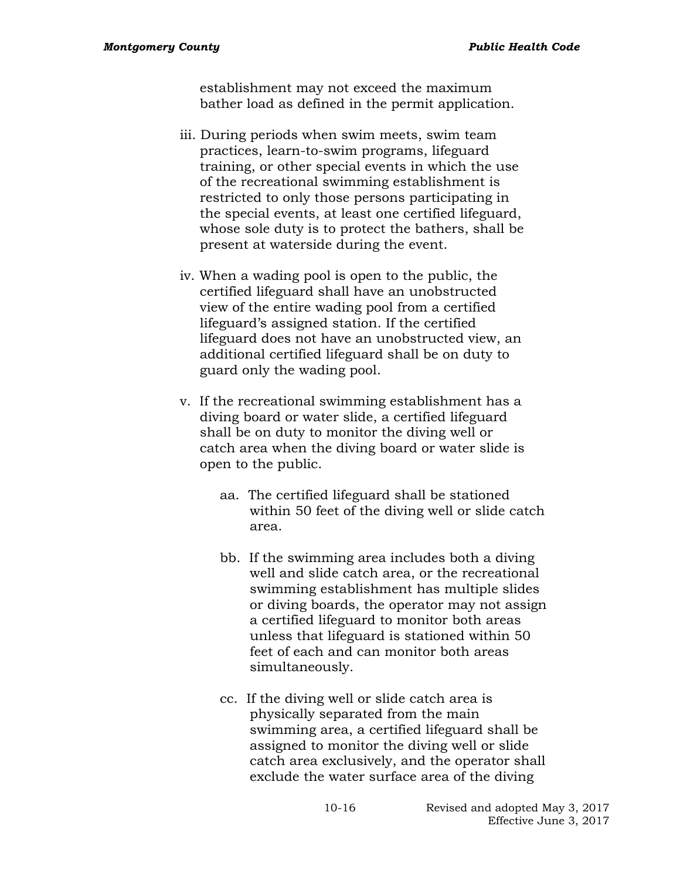establishment may not exceed the maximum bather load as defined in the permit application.

iii. During periods when swim meets, swim team practices, learn-to-swim programs, lifeguard training, or other special events in which the use of the recreational swimming establishment is restricted to only those persons participating in the special events, at least one certified lifeguard, whose sole duty is to protect the bathers, shall be present at waterside during the event.

iv. When a wading pool is open to the public, the certified lifeguard shall have an unobstructed view of the entire wading pool from a certified lifeguard's assigned station. If the certified lifeguard does not have an unobstructed view, an additional certified lifeguard shall be on duty to guard only the wading pool.

v. If the recreational swimming establishment has a diving board or water slide, a certified lifeguard shall be on duty to monitor the diving well or catch area when the diving board or water slide is open to the public.

   aa. The certified lifeguard shall be stationed within 50 feet of the diving well or slide catch area.

   bb. If the swimming area includes both a diving well and slide catch area, or the recreational swimming establishment has multiple slides or diving boards, the operator may not assign a certified lifeguard to monitor both areas unless that lifeguard is stationed within 50 feet of each and can monitor both areas simultaneously.

   cc. If the diving well or slide catch area is physically separated from the main swimming area, a certified lifeguard shall be assigned to monitor the diving well or slide catch area exclusively, and the operator shall exclude the water surface area of the diving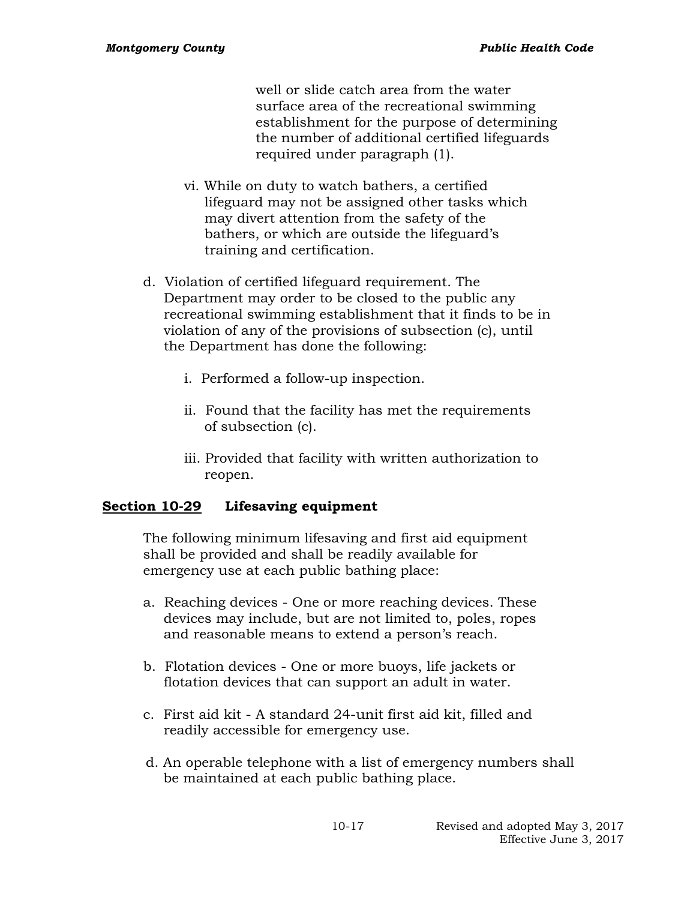well or slide catch area from the water surface area of the recreational swimming establishment for the purpose of determining the number of additional certified lifeguards required under paragraph (1).

vi. While on duty to watch bathers, a certified lifeguard may not be assigned other tasks which may divert attention from the safety of the bathers, or which are outside the lifeguard's training and certification.

d. Violation of certified lifeguard requirement. The Department may order to be closed to the public any recreational swimming establishment that it finds to be in violation of any of the provisions of subsection (c), until the Department has done the following:

   i. Performed a follow-up inspection.

   ii. Found that the facility has met the requirements of subsection (c).

   iii. Provided that facility with written authorization to reopen.

## **Section 10-29** Lifesaving equipment

The following minimum lifesaving and first aid equipment shall be provided and shall be readily available for emergency use at each public bathing place:

a. Reaching devices - One or more reaching devices. These devices may include, but are not limited to, poles, ropes and reasonable means to extend a person's reach.

b. Flotation devices - One or more buoys, life jackets or flotation devices that can support an adult in water.

c. First aid kit - A standard 24-unit first aid kit, filled and readily accessible for emergency use.

d. An operable telephone with a list of emergency numbers shall be maintained at each public bathing place.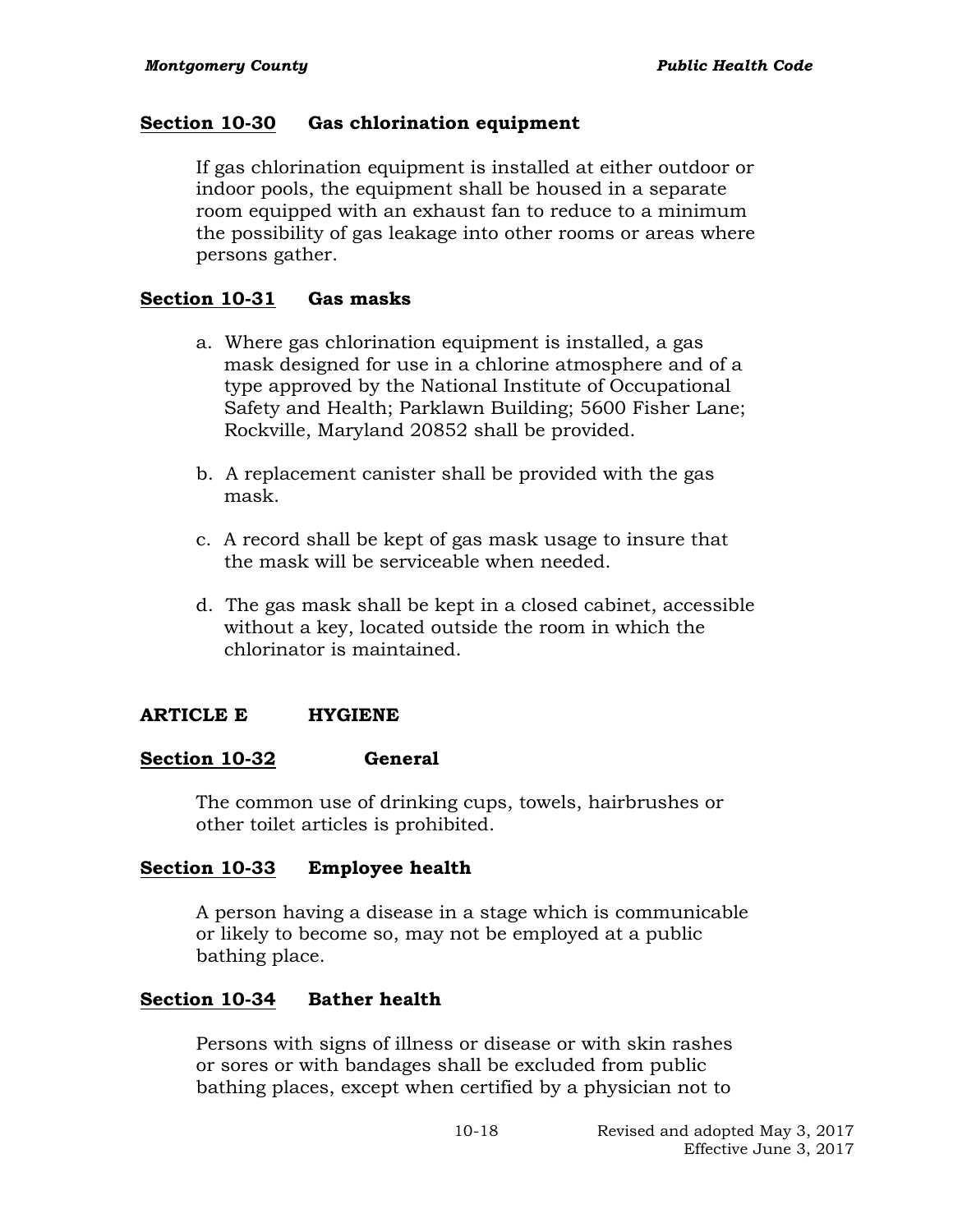## Section 10-30 Gas chlorination equipment

If gas chlorination equipment is installed at either outdoor or indoor pools, the equipment shall be housed in a separate room equipped with an exhaust fan to reduce to a minimum the possibility of gas leakage into other rooms or areas where persons gather.

## Section 10-31 Gas masks

a. Where gas chlorination equipment is installed, a gas mask designed for use in a chlorine atmosphere and of a type approved by the National Institute of Occupational Safety and Health; Parklawn Building; 5600 Fisher Lane; Rockville, Maryland 20852 shall be provided.

b. A replacement canister shall be provided with the gas mask.

c. A record shall be kept of gas mask usage to insure that the mask will be serviceable when needed.

d. The gas mask shall be kept in a closed cabinet, accessible without a key, located outside the room in which the chlorinator is maintained.

# ARTICLE E HYGIENE

## Section 10-32 General

The common use of drinking cups, towels, hairbrushes or other toilet articles is prohibited.

## Section 10-33 Employee health

A person having a disease in a stage which is communicable or likely to become so, may not be employed at a public bathing place.

## Section 10-34 Bather health

Persons with signs of illness or disease or with skin rashes or sores or with bandages shall be excluded from public bathing places, except when certified by a physician not to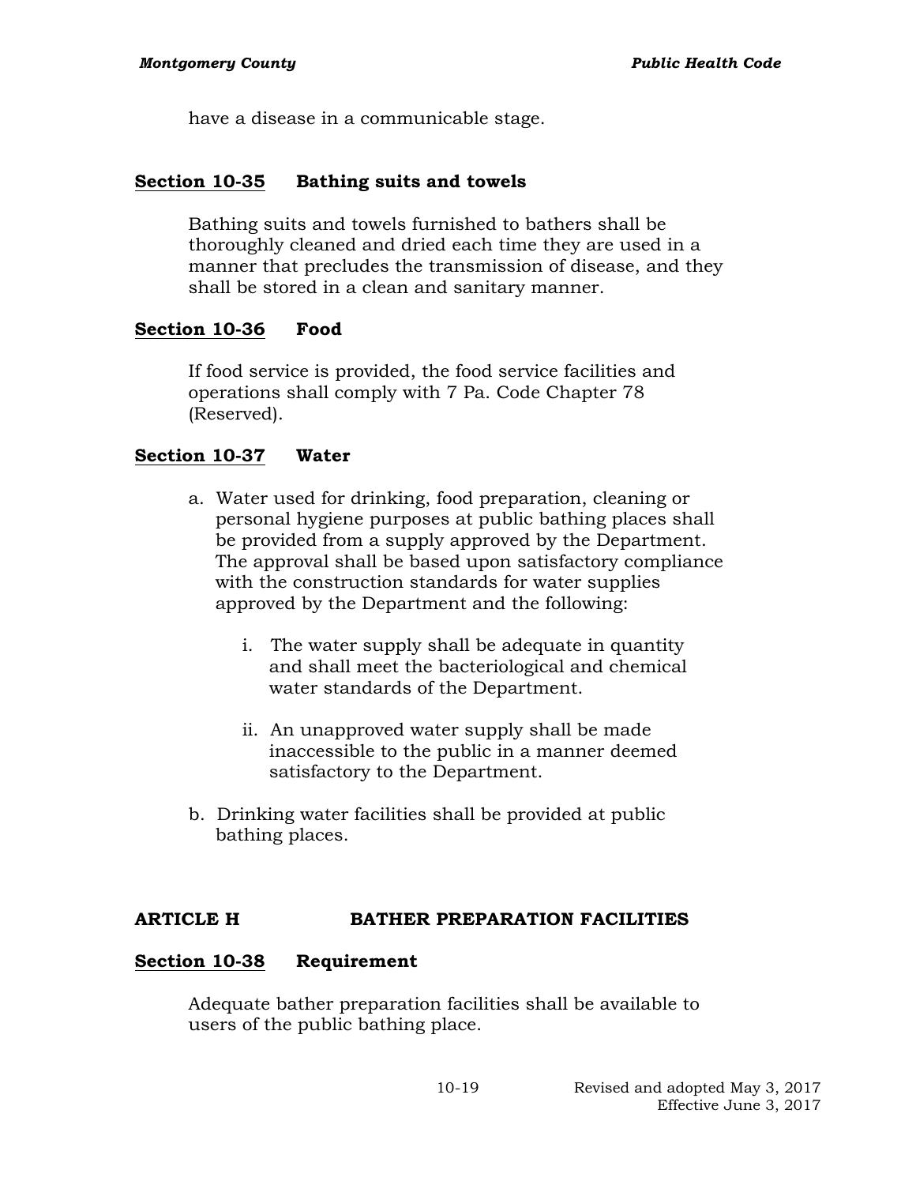have a disease in a communicable stage.

### Section 10-35 Bathing suits and towels

Bathing suits and towels furnished to bathers shall be thoroughly cleaned and dried each time they are used in a manner that precludes the transmission of disease, and they shall be stored in a clean and sanitary manner.

### Section 10-36 Food

If food service is provided, the food service facilities and operations shall comply with 7 Pa. Code Chapter 78 (Reserved).

### Section 10-37 Water

a. Water used for drinking, food preparation, cleaning or personal hygiene purposes at public bathing places shall be provided from a supply approved by the Department. The approval shall be based upon satisfactory compliance with the construction standards for water supplies approved by the Department and the following:

   i. The water supply shall be adequate in quantity and shall meet the bacteriological and chemical water standards of the Department.

   ii. An unapproved water supply shall be made inaccessible to the public in a manner deemed satisfactory to the Department.

b. Drinking water facilities shall be provided at public bathing places.

## ARTICLE H BATHER PREPARATION FACILITIES

### Section 10-38 Requirement

Adequate bather preparation facilities shall be available to users of the public bathing place.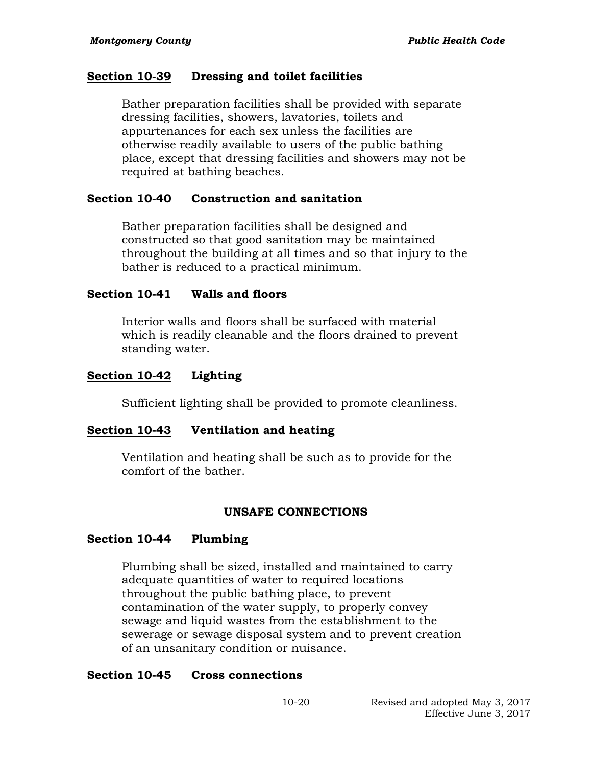### Section 10-39 Dressing and toilet facilities

Bather preparation facilities shall be provided with separate dressing facilities, showers, lavatories, toilets and appurtenances for each sex unless the facilities are otherwise readily available to users of the public bathing place, except that dressing facilities and showers may not be required at bathing beaches.

### Section 10-40 Construction and sanitation

Bather preparation facilities shall be designed and constructed so that good sanitation may be maintained throughout the building at all times and so that injury to the bather is reduced to a practical minimum.

### Section 10-41 Walls and floors

Interior walls and floors shall be surfaced with material which is readily cleanable and the floors drained to prevent standing water.

### Section 10-42 Lighting

Sufficient lighting shall be provided to promote cleanliness.

### Section 10-43 Ventilation and heating

Ventilation and heating shall be such as to provide for the comfort of the bather.

## UNSAFE CONNECTIONS

### Section 10-44 Plumbing

Plumbing shall be sized, installed and maintained to carry adequate quantities of water to required locations throughout the public bathing place, to prevent contamination of the water supply, to properly convey sewage and liquid wastes from the establishment to the sewerage or sewage disposal system and to prevent creation of an unsanitary condition or nuisance.

### Section 10-45 Cross connections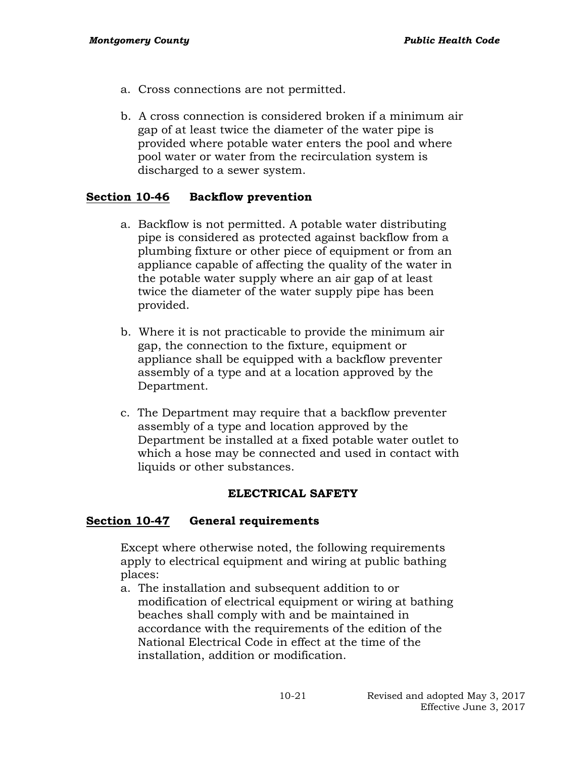a. Cross connections are not permitted.

b. A cross connection is considered broken if a minimum air gap of at least twice the diameter of the water pipe is provided where potable water enters the pool and where pool water or water from the recirculation system is discharged to a sewer system.

### Section 10-46 Backflow prevention

a. Backflow is not permitted. A potable water distributing pipe is considered as protected against backflow from a plumbing fixture or other piece of equipment or from an appliance capable of affecting the quality of the water in the potable water supply where an air gap of at least twice the diameter of the water supply pipe has been provided.

b. Where it is not practicable to provide the minimum air gap, the connection to the fixture, equipment or appliance shall be equipped with a backflow preventer assembly of a type and at a location approved by the Department.

c. The Department may require that a backflow preventer assembly of a type and location approved by the Department be installed at a fixed potable water outlet to which a hose may be connected and used in contact with liquids or other substances.

## ELECTRICAL SAFETY

### Section 10-47 General requirements

Except where otherwise noted, the following requirements apply to electrical equipment and wiring at public bathing places:

a. The installation and subsequent addition to or modification of electrical equipment or wiring at bathing beaches shall comply with and be maintained in accordance with the requirements of the edition of the National Electrical Code in effect at the time of the installation, addition or modification.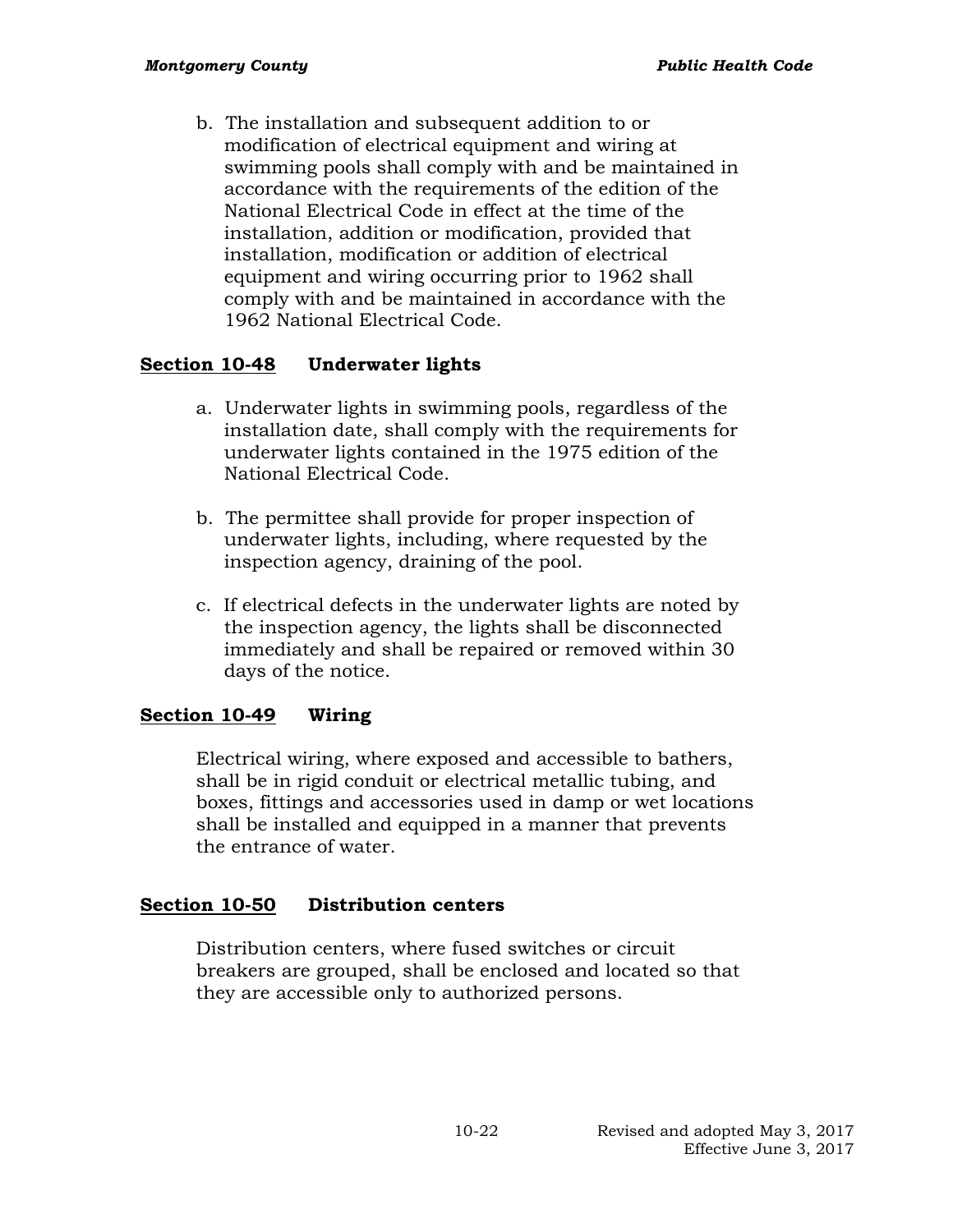b. The installation and subsequent addition to or modification of electrical equipment and wiring at swimming pools shall comply with and be maintained in accordance with the requirements of the edition of the National Electrical Code in effect at the time of the installation, addition or modification, provided that installation, modification or addition of electrical equipment and wiring occurring prior to 1962 shall comply with and be maintained in accordance with the 1962 National Electrical Code.

## Section 10-48 Underwater lights

a. Underwater lights in swimming pools, regardless of the installation date, shall comply with the requirements for underwater lights contained in the 1975 edition of the National Electrical Code.

b. The permittee shall provide for proper inspection of underwater lights, including, where requested by the inspection agency, draining of the pool.

c. If electrical defects in the underwater lights are noted by the inspection agency, the lights shall be disconnected immediately and shall be repaired or removed within 30 days of the notice.

## Section 10-49 Wiring

Electrical wiring, where exposed and accessible to bathers, shall be in rigid conduit or electrical metallic tubing, and boxes, fittings and accessories used in damp or wet locations shall be installed and equipped in a manner that prevents the entrance of water.

## Section 10-50 Distribution centers

Distribution centers, where fused switches or circuit breakers are grouped, shall be enclosed and located so that they are accessible only to authorized persons.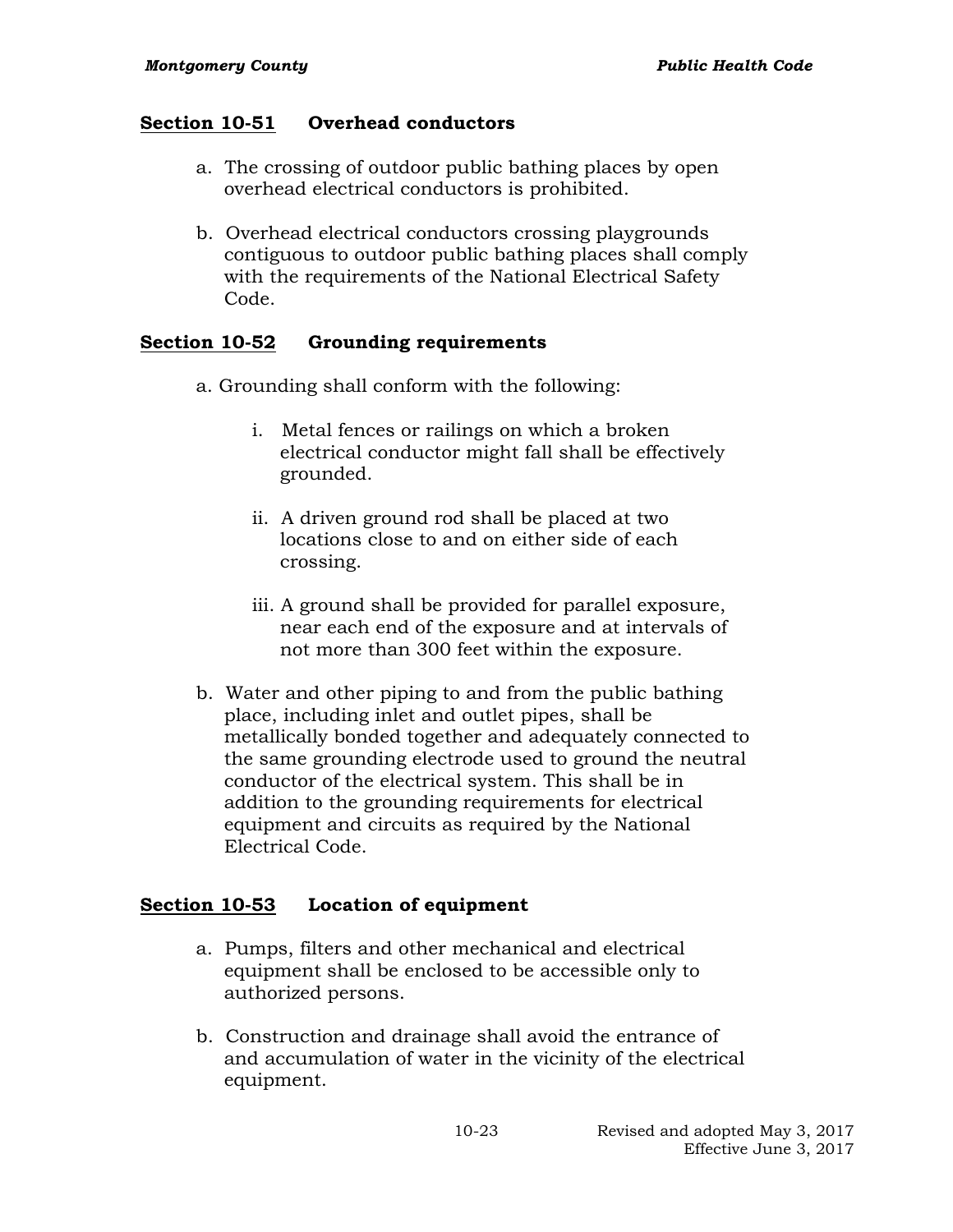## Section 10-51 Overhead conductors

a. The crossing of outdoor public bathing places by open overhead electrical conductors is prohibited.

b. Overhead electrical conductors crossing playgrounds contiguous to outdoor public bathing places shall comply with the requirements of the National Electrical Safety Code.

## Section 10-52 Grounding requirements

a. Grounding shall conform with the following:

   i. Metal fences or railings on which a broken electrical conductor might fall shall be effectively grounded.

   ii. A driven ground rod shall be placed at two locations close to and on either side of each crossing.

   iii. A ground shall be provided for parallel exposure, near each end of the exposure and at intervals of not more than 300 feet within the exposure.

b. Water and other piping to and from the public bathing place, including inlet and outlet pipes, shall be metallically bonded together and adequately connected to the same grounding electrode used to ground the neutral conductor of the electrical system. This shall be in addition to the grounding requirements for electrical equipment and circuits as required by the National Electrical Code.

## Section 10-53 Location of equipment

a. Pumps, filters and other mechanical and electrical equipment shall be enclosed to be accessible only to authorized persons.

b. Construction and drainage shall avoid the entrance of and accumulation of water in the vicinity of the electrical equipment.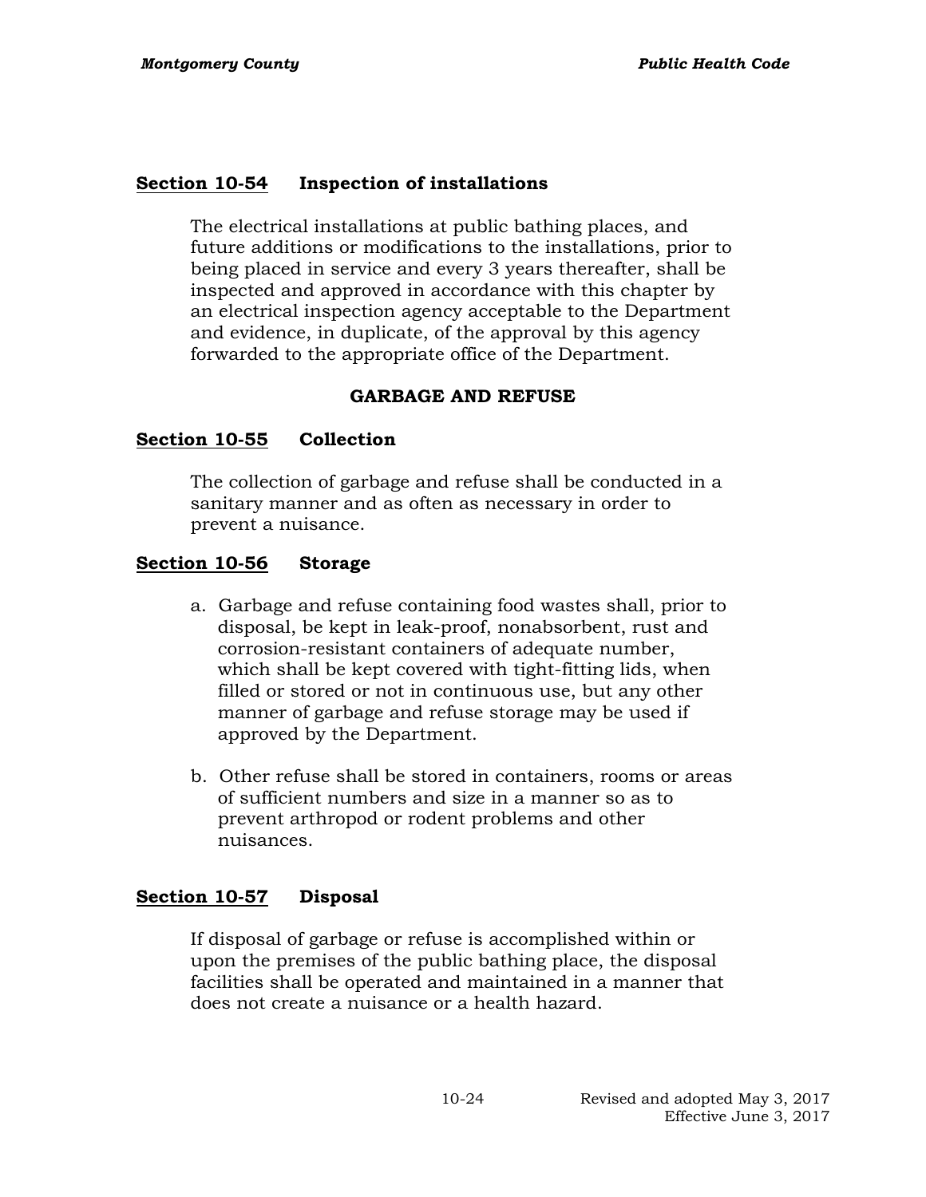**Section 10-54 Inspection of installations**

The electrical installations at public bathing places, and future additions or modifications to the installations, prior to being placed in service and every 3 years thereafter, shall be inspected and approved in accordance with this chapter by an electrical inspection agency acceptable to the Department and evidence, in duplicate, of the approval by this agency forwarded to the appropriate office of the Department.

## GARBAGE AND REFUSE

**Section 10-55 Collection**

The collection of garbage and refuse shall be conducted in a sanitary manner and as often as necessary in order to prevent a nuisance.

**Section 10-56 Storage**

a. Garbage and refuse containing food wastes shall, prior to disposal, be kept in leak-proof, nonabsorbent, rust and corrosion-resistant containers of adequate number, which shall be kept covered with tight-fitting lids, when filled or stored or not in continuous use, but any other manner of garbage and refuse storage may be used if approved by the Department.

b. Other refuse shall be stored in containers, rooms or areas of sufficient numbers and size in a manner so as to prevent arthropod or rodent problems and other nuisances.

**Section 10-57 Disposal**

If disposal of garbage or refuse is accomplished within or upon the premises of the public bathing place, the disposal facilities shall be operated and maintained in a manner that does not create a nuisance or a health hazard.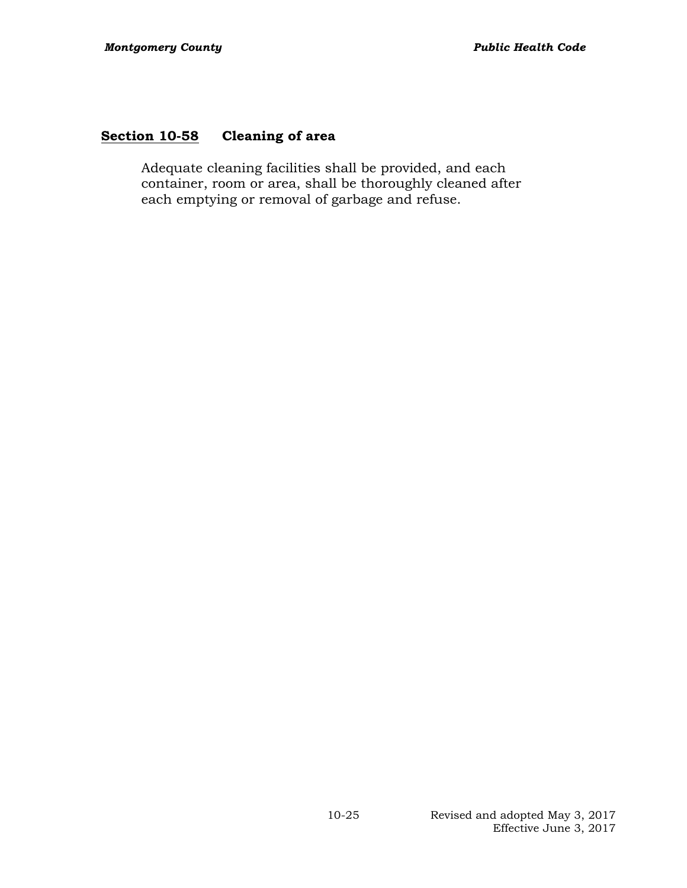## <u>Section 10-58</u> Cleaning of area

Adequate cleaning facilities shall be provided, and each container, room or area, shall be thoroughly cleaned after each emptying or removal of garbage and refuse.

Revised and adopted May 3, 2017
Effective June 3, 2017